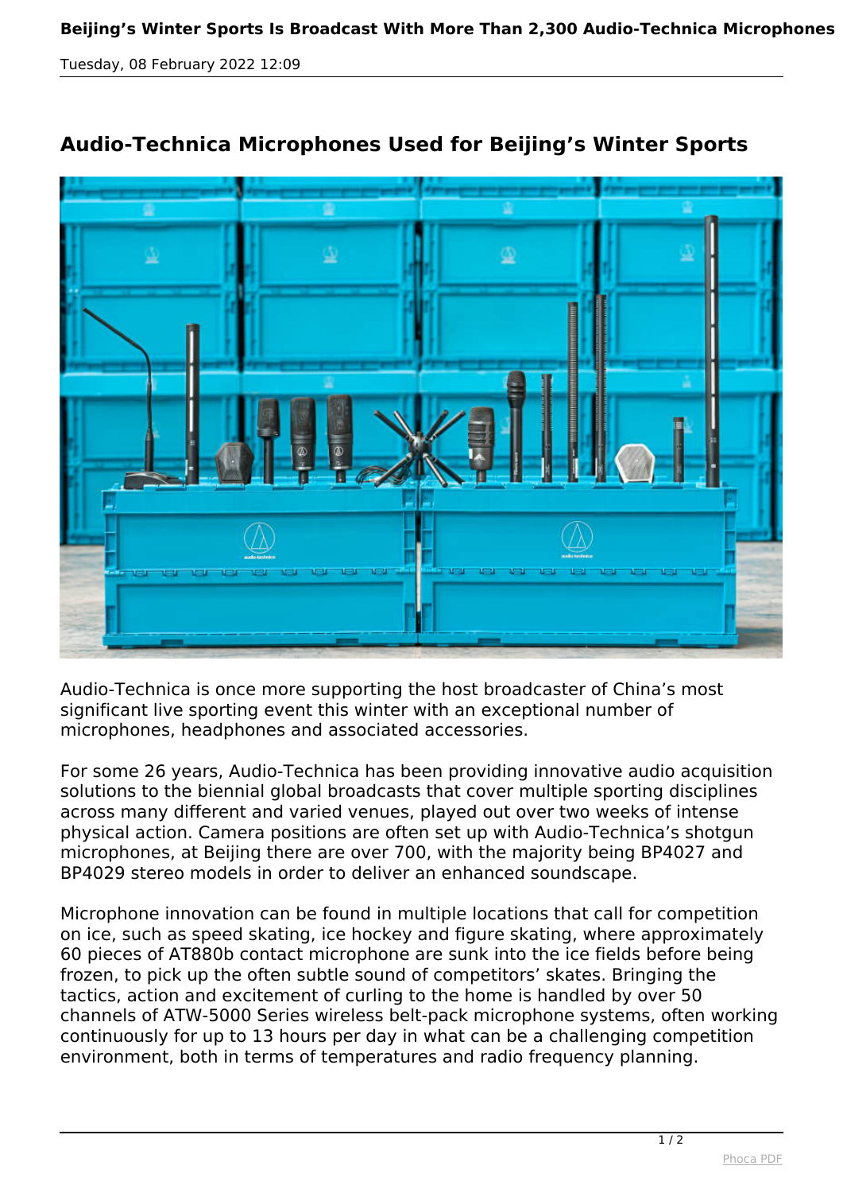# Beijing's Winter Sports Is Broadcast With More Than 2,300 Audio-Technica Microphones

Tuesday, 08 February 2022 12:09

## Audio-Technica Microphones Used for Beijing's Winter Sports

Audio-Technica is once more supporting the host broadcaster of China's most significant live sporting event this winter with an exceptional number of microphones, headphones and associated accessories.

For some 26 years, Audio-Technica has been providing innovative audio acquisition solutions to the biennial global broadcasts that cover multiple sporting disciplines across many different and varied venues, played out over two weeks of intense physical action. Camera positions are often set up with Audio-Technica's shotgun microphones, at Beijing there are over 700, with the majority being BP4027 and BP4029 stereo models in order to deliver an enhanced soundscape.

Microphone innovation can be found in multiple locations that call for competition on ice, such as speed skating, ice hockey and figure skating, where approximately 60 pieces of AT880b contact microphone are sunk into the ice fields before being frozen, to pick up the often subtle sound of competitors' skates. Bringing the tactics, action and excitement of curling to the home is handled by over 50 channels of ATW-5000 Series wireless belt-pack microphone systems, often working continuously for up to 13 hours per day in what can be a challenging competition environment, both in terms of temperatures and radio frequency planning.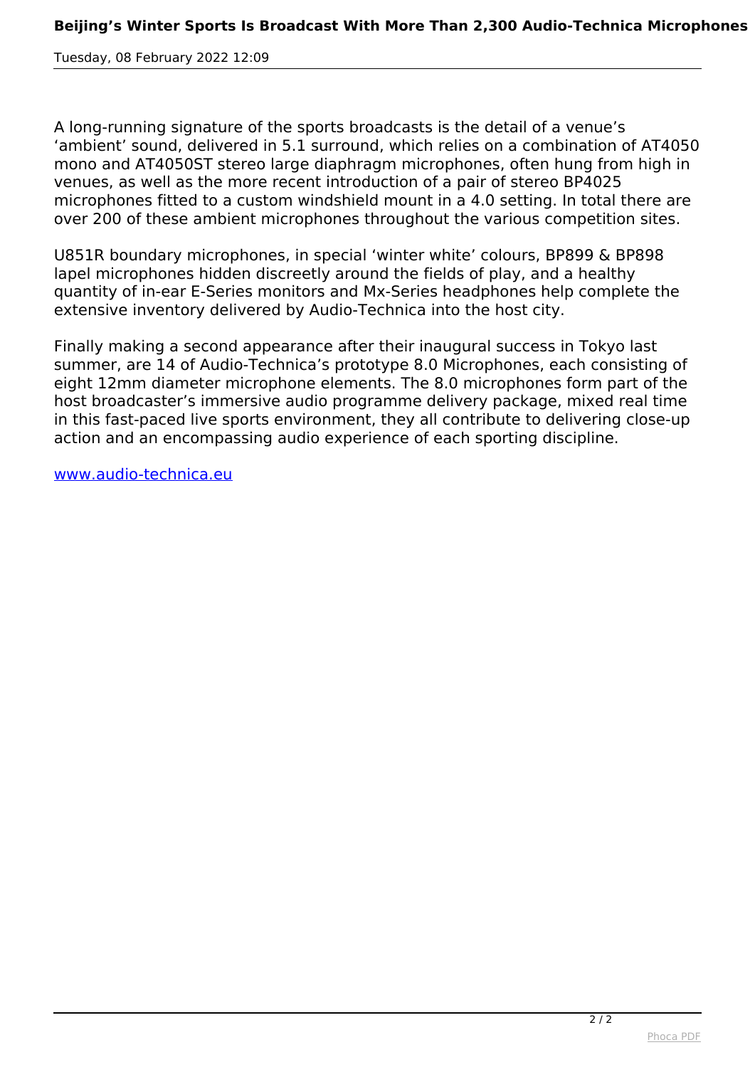A long-running signature of the sports broadcasts is the detail of a venue's 'ambient' sound, delivered in 5.1 surround, which relies on a combination of AT4050 mono and AT4050ST stereo large diaphragm microphones, often hung from high in venues, as well as the more recent introduction of a pair of stereo BP4025 microphones fitted to a custom windshield mount in a 4.0 setting. In total there are over 200 of these ambient microphones throughout the various competition sites.

U851R boundary microphones, in special 'winter white' colours, BP899 & BP898 lapel microphones hidden discreetly around the fields of play, and a healthy quantity of in-ear E-Series monitors and Mx-Series headphones help complete the extensive inventory delivered by Audio-Technica into the host city.

Finally making a second appearance after their inaugural success in Tokyo last summer, are 14 of Audio-Technica's prototype 8.0 Microphones, each consisting of eight 12mm diameter microphone elements. The 8.0 microphones form part of the host broadcaster's immersive audio programme delivery package, mixed real time in this fast-paced live sports environment, they all contribute to delivering close-up action and an encompassing audio experience of each sporting discipline.

[www.audio-technica.eu](http://www.audio-technica.eu)